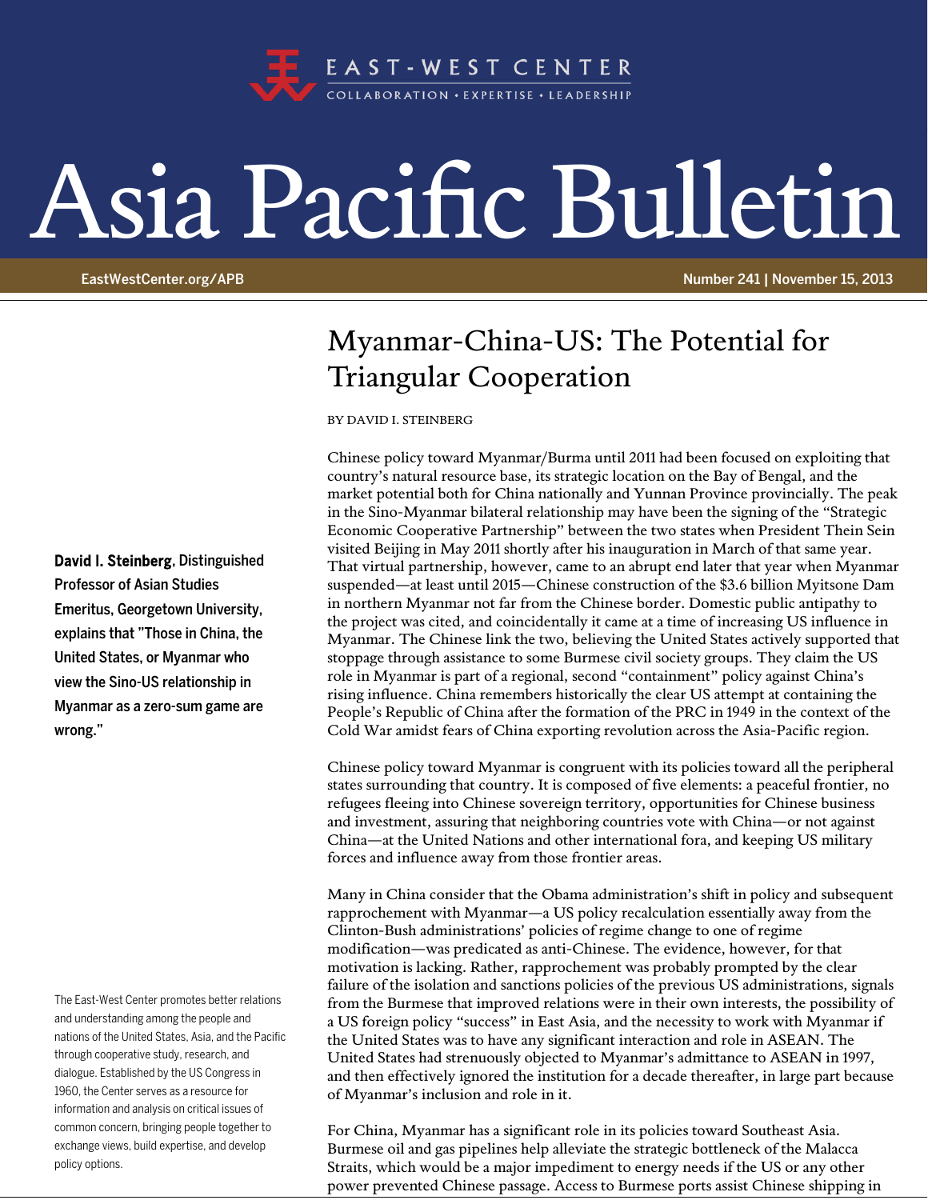EAST-WEST CENTER
COLLABORATION • EXPERTISE • LEADERSHIP

# Asia Pacific Bulletin

EastWestCenter.org/APB

Number 241 | November 15, 2013

## Myanmar-China-US: The Potential for Triangular Cooperation

BY DAVID I. STEINBERG

**David I. Steinberg**, Distinguished Professor of Asian Studies Emeritus, Georgetown University, explains that "Those in China, the United States, or Myanmar who view the Sino-US relationship in Myanmar as a zero-sum game are wrong."

Chinese policy toward Myanmar/Burma until 2011 had been focused on exploiting that country's natural resource base, its strategic location on the Bay of Bengal, and the market potential both for China nationally and Yunnan Province provincially. The peak in the Sino-Myanmar bilateral relationship may have been the signing of the "Strategic Economic Cooperative Partnership" between the two states when President Thein Sein visited Beijing in May 2011 shortly after his inauguration in March of that same year. That virtual partnership, however, came to an abrupt end later that year when Myanmar suspended—at least until 2015—Chinese construction of the $3.6 billion Myitsone Dam in northern Myanmar not far from the Chinese border. Domestic public antipathy to the project was cited, and coincidentally it came at a time of increasing US influence in Myanmar. The Chinese link the two, believing the United States actively supported that stoppage through assistance to some Burmese civil society groups. They claim the US role in Myanmar is part of a regional, second "containment" policy against China's rising influence. China remembers historically the clear US attempt at containing the People's Republic of China after the formation of the PRC in 1949 in the context of the Cold War amidst fears of China exporting revolution across the Asia-Pacific region.

Chinese policy toward Myanmar is congruent with its policies toward all the peripheral states surrounding that country. It is composed of five elements: a peaceful frontier, no refugees fleeing into Chinese sovereign territory, opportunities for Chinese business and investment, assuring that neighboring countries vote with China—or not against China—at the United Nations and other international fora, and keeping US military forces and influence away from those frontier areas.

Many in China consider that the Obama administration's shift in policy and subsequent rapprochement with Myanmar—a US policy recalculation essentially away from the Clinton-Bush administrations' policies of regime change to one of regime modification—was predicated as anti-Chinese. The evidence, however, for that motivation is lacking. Rather, rapprochement was probably prompted by the clear failure of the isolation and sanctions policies of the previous US administrations, signals from the Burmese that improved relations were in their own interests, the possibility of a US foreign policy "success" in East Asia, and the necessity to work with Myanmar if the United States was to have any significant interaction and role in ASEAN. The United States had strenuously objected to Myanmar's admittance to ASEAN in 1997, and then effectively ignored the institution for a decade thereafter, in large part because of Myanmar's inclusion and role in it.

For China, Myanmar has a significant role in its policies toward Southeast Asia. Burmese oil and gas pipelines help alleviate the strategic bottleneck of the Malacca Straits, which would be a major impediment to energy needs if the US or any other power prevented Chinese passage. Access to Burmese ports assist Chinese shipping in

The East-West Center promotes better relations and understanding among the people and nations of the United States, Asia, and the Pacific through cooperative study, research, and dialogue. Established by the US Congress in 1960, the Center serves as a resource for information and analysis on critical issues of common concern, bringing people together to exchange views, build expertise, and develop policy options.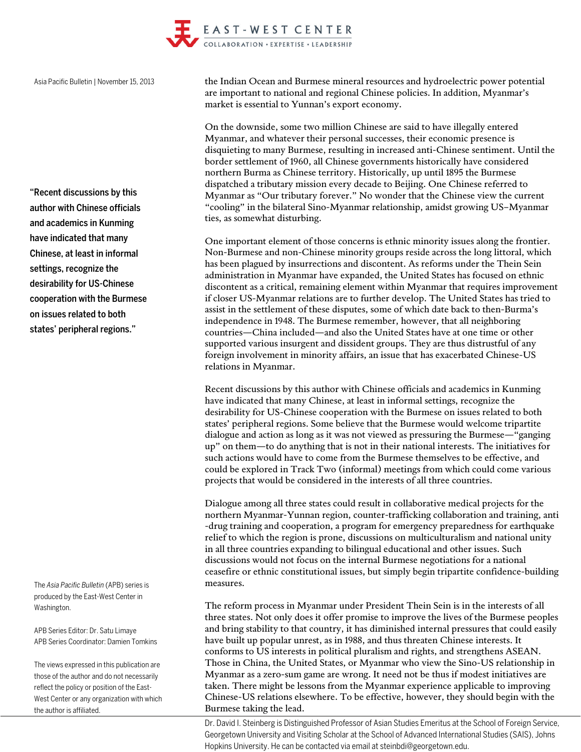the Indian Ocean and Burmese mineral resources and hydroelectric power potential are important to national and regional Chinese policies. In addition, Myanmar's market is essential to Yunnan's export economy.

On the downside, some two million Chinese are said to have illegally entered Myanmar, and whatever their personal successes, their economic presence is disquieting to many Burmese, resulting in increased anti-Chinese sentiment. Until the border settlement of 1960, all Chinese governments historically have considered northern Burma as Chinese territory. Historically, up until 1895 the Burmese dispatched a tributary mission every decade to Beijing. One Chinese referred to Myanmar as "Our tributary forever." No wonder that the Chinese view the current "cooling" in the bilateral Sino-Myanmar relationship, amidst growing US–Myanmar ties, as somewhat disturbing.

One important element of those concerns is ethnic minority issues along the frontier. Non-Burmese and non-Chinese minority groups reside across the long littoral, which has been plagued by insurrections and discontent. As reforms under the Thein Sein administration in Myanmar have expanded, the United States has focused on ethnic discontent as a critical, remaining element within Myanmar that requires improvement if closer US-Myanmar relations are to further develop. The United States has tried to assist in the settlement of these disputes, some of which date back to then-Burma's independence in 1948. The Burmese remember, however, that all neighboring countries—China included—and also the United States have at one time or other supported various insurgent and dissident groups. They are thus distrustful of any foreign involvement in minority affairs, an issue that has exacerbated Chinese-US relations in Myanmar.

> **"Recent discussions by this author with Chinese officials and academics in Kunming have indicated that many Chinese, at least in informal settings, recognize the desirability for US-Chinese cooperation with the Burmese on issues related to both states' peripheral regions."**

Recent discussions by this author with Chinese officials and academics in Kunming have indicated that many Chinese, at least in informal settings, recognize the desirability for US-Chinese cooperation with the Burmese on issues related to both states' peripheral regions. Some believe that the Burmese would welcome tripartite dialogue and action as long as it was not viewed as pressuring the Burmese—"ganging up" on them—to do anything that is not in their national interests. The initiatives for such actions would have to come from the Burmese themselves to be effective, and could be explored in Track Two (informal) meetings from which could come various projects that would be considered in the interests of all three countries.

Dialogue among all three states could result in collaborative medical projects for the northern Myanmar-Yunnan region, counter-trafficking collaboration and training, anti-drug training and cooperation, a program for emergency preparedness for earthquake relief to which the region is prone, discussions on multiculturalism and national unity in all three countries expanding to bilingual educational and other issues. Such discussions would not focus on the internal Burmese negotiations for a national ceasefire or ethnic constitutional issues, but simply begin tripartite confidence-building measures.

The reform process in Myanmar under President Thein Sein is in the interests of all three states. Not only does it offer promise to improve the lives of the Burmese peoples and bring stability to that country, it has diminished internal pressures that could easily have built up popular unrest, as in 1988, and thus threaten Chinese interests. It conforms to US interests in political pluralism and rights, and strengthens ASEAN. Those in China, the United States, or Myanmar who view the Sino-US relationship in Myanmar as a zero-sum game are wrong. It need not be thus if modest initiatives are taken. There might be lessons from the Myanmar experience applicable to improving Chinese-US relations elsewhere. To be effective, however, they should begin with the Burmese taking the lead.

Dr. David I. Steinberg is Distinguished Professor of Asian Studies Emeritus at the School of Foreign Service, Georgetown University and Visiting Scholar at the School of Advanced International Studies (SAIS), Johns Hopkins University. He can be contacted via email at steinbdi@georgetown.edu.

The *Asia Pacific Bulletin* (APB) series is produced by the East-West Center in Washington.

APB Series Editor: Dr. Satu Limaye
APB Series Coordinator: Damien Tomkins

The views expressed in this publication are those of the author and do not necessarily reflect the policy or position of the East-West Center or any organization with which the author is affiliated.